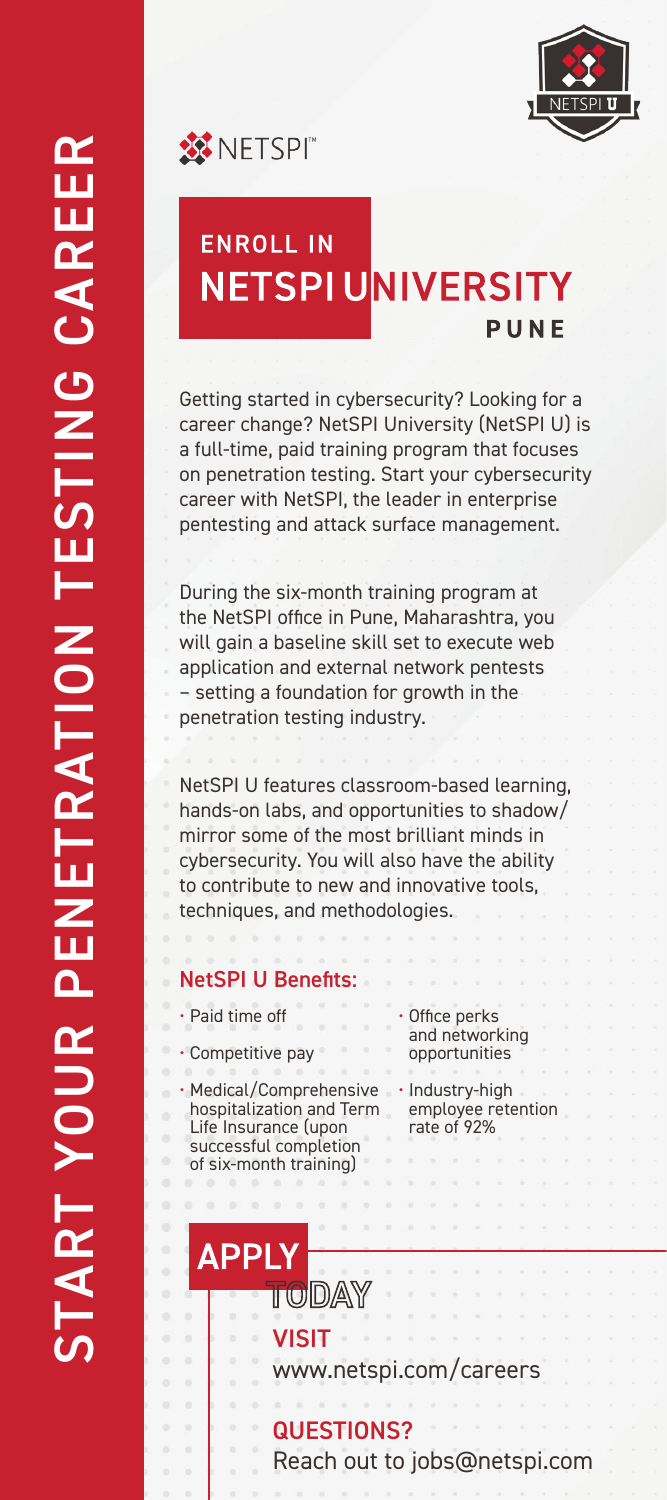# START YOUR PENETRATION TESTING CAREER

NETSPI™

## ENROLL IN NETSPI UNIVERSITY

### PUNE

Getting started in cybersecurity? Looking for a career change? NetSPI University (NetSPI U) is a full-time, paid training program that focuses on penetration testing. Start your cybersecurity career with NetSPI, the leader in enterprise pentesting and attack surface management.

During the six-month training program at the NetSPI office in Pune, Maharashtra, you will gain a baseline skill set to execute web application and external network pentests – setting a foundation for growth in the penetration testing industry.

NetSPI U features classroom-based learning, hands-on labs, and opportunities to shadow/ mirror some of the most brilliant minds in cybersecurity. You will also have the ability to contribute to new and innovative tools, techniques, and methodologies.

### NetSPI U Benefits:

- Paid time off
- Competitive pay
- Medical/Comprehensive hospitalization and Term Life Insurance (upon successful completion of six-month training)
- Office perks and networking opportunities
- Industry-high employee retention rate of 92%

## APPLY TODAY

**VISIT**
www.netspi.com/careers

**QUESTIONS?**
Reach out to jobs@netspi.com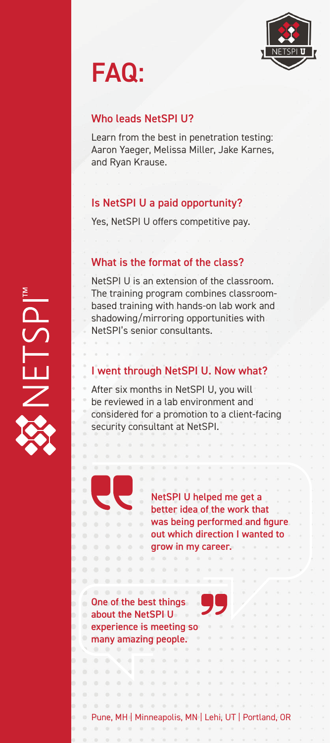# FAQ:

### Who leads NetSPI U?

Learn from the best in penetration testing: Aaron Yaeger, Melissa Miller, Jake Karnes, and Ryan Krause.

### Is NetSPI U a paid opportunity?

Yes, NetSPI U offers competitive pay.

### What is the format of the class?

NetSPI U is an extension of the classroom. The training program combines classroom-based training with hands-on lab work and shadowing/mirroring opportunities with NetSPI's senior consultants.

### I went through NetSPI U. Now what?

After six months in NetSPI U, you will be reviewed in a lab environment and considered for a promotion to a client-facing security consultant at NetSPI.

> NetSPI U helped me get a better idea of the work that was being performed and figure out which direction I wanted to grow in my career.

> One of the best things about the NetSPI U experience is meeting so many amazing people.

Pune, MH | Minneapolis, MN | Lehi, UT | Portland, OR